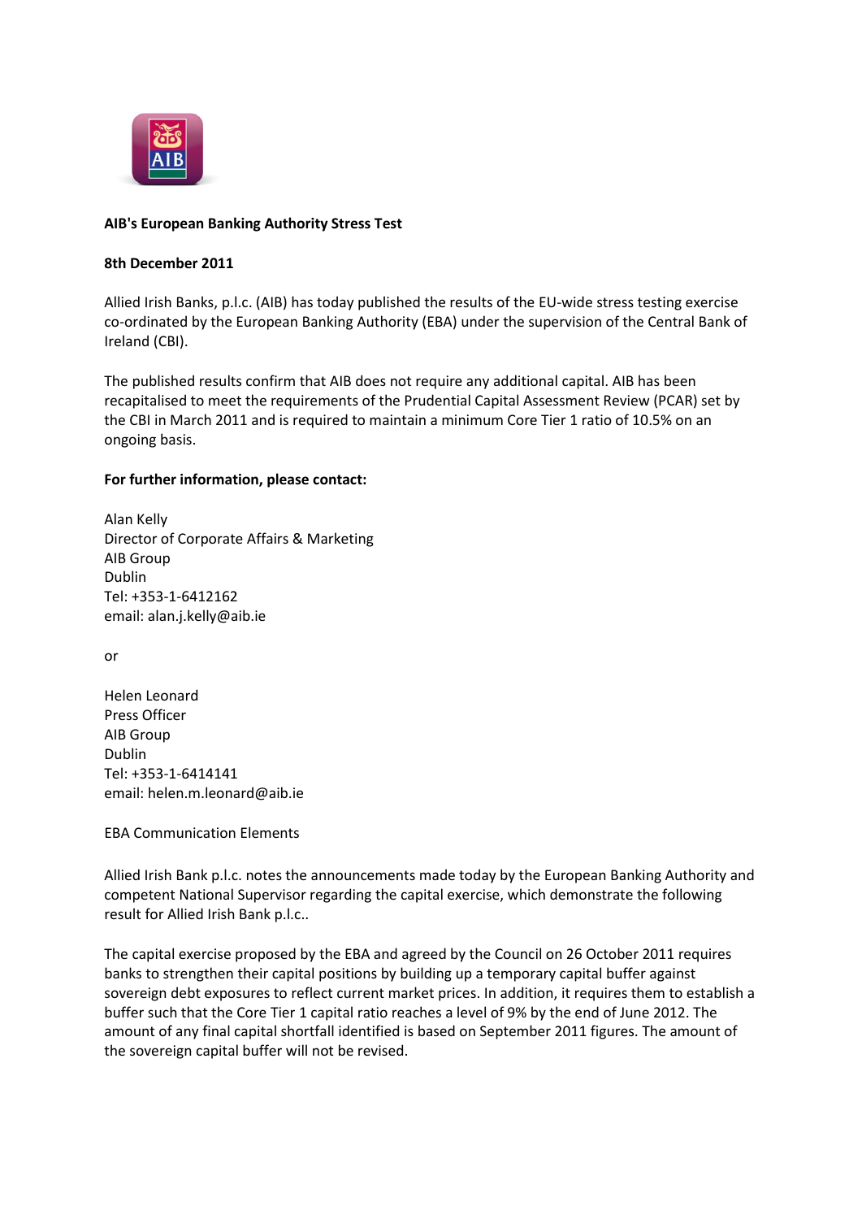**AIB's European Banking Authority Stress Test**

**8th December 2011**

Allied Irish Banks, p.l.c. (AIB) has today published the results of the EU-wide stress testing exercise co-ordinated by the European Banking Authority (EBA) under the supervision of the Central Bank of Ireland (CBI).

The published results confirm that AIB does not require any additional capital. AIB has been recapitalised to meet the requirements of the Prudential Capital Assessment Review (PCAR) set by the CBI in March 2011 and is required to maintain a minimum Core Tier 1 ratio of 10.5% on an ongoing basis.

**For further information, please contact:**

Alan Kelly  
Director of Corporate Affairs & Marketing  
AIB Group  
Dublin  
Tel: +353-1-6412162  
email: alan.j.kelly@aib.ie

or

Helen Leonard  
Press Officer  
AIB Group  
Dublin  
Tel: +353-1-6414141  
email: helen.m.leonard@aib.ie

EBA Communication Elements

Allied Irish Bank p.l.c. notes the announcements made today by the European Banking Authority and competent National Supervisor regarding the capital exercise, which demonstrate the following result for Allied Irish Bank p.l.c..

The capital exercise proposed by the EBA and agreed by the Council on 26 October 2011 requires banks to strengthen their capital positions by building up a temporary capital buffer against sovereign debt exposures to reflect current market prices. In addition, it requires them to establish a buffer such that the Core Tier 1 capital ratio reaches a level of 9% by the end of June 2012. The amount of any final capital shortfall identified is based on September 2011 figures. The amount of the sovereign capital buffer will not be revised.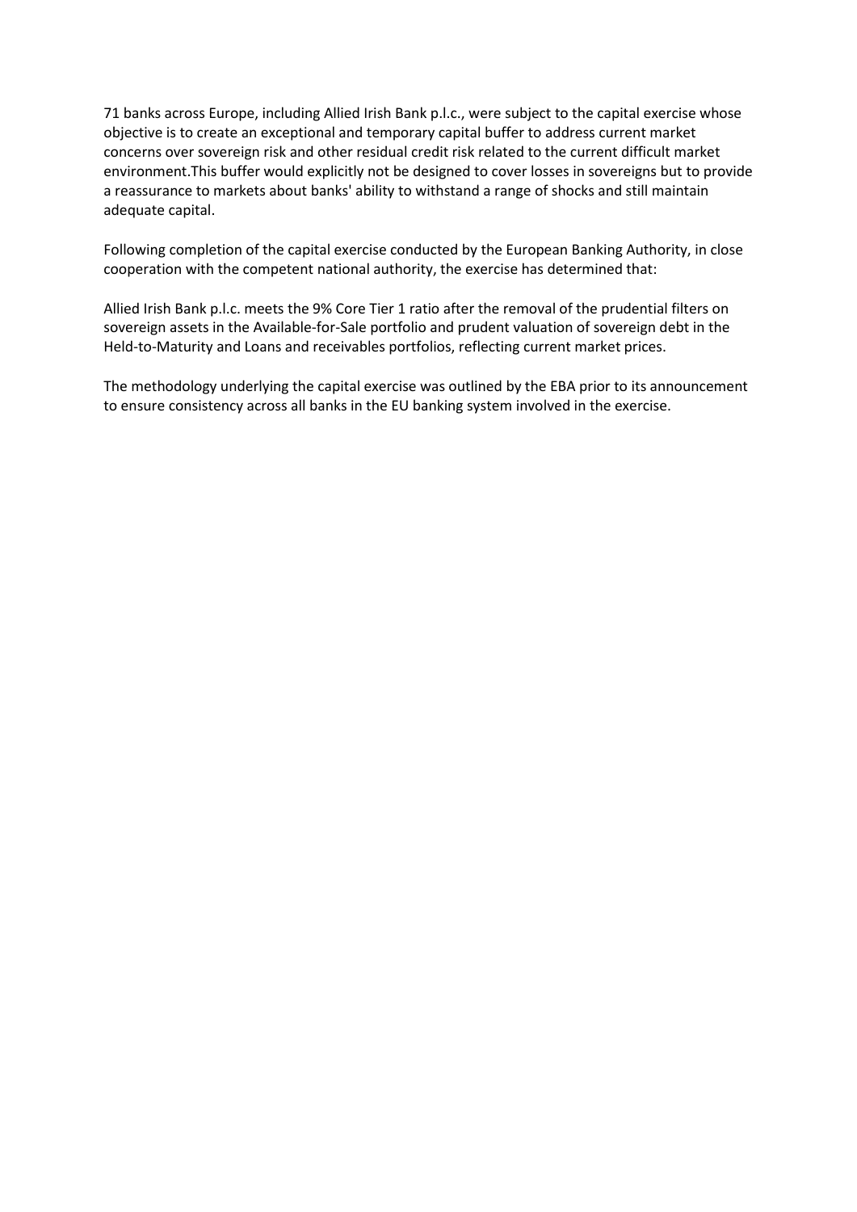71 banks across Europe, including Allied Irish Bank p.l.c., were subject to the capital exercise whose objective is to create an exceptional and temporary capital buffer to address current market concerns over sovereign risk and other residual credit risk related to the current difficult market environment.This buffer would explicitly not be designed to cover losses in sovereigns but to provide a reassurance to markets about banks' ability to withstand a range of shocks and still maintain adequate capital.

Following completion of the capital exercise conducted by the European Banking Authority, in close cooperation with the competent national authority, the exercise has determined that:

Allied Irish Bank p.l.c. meets the 9% Core Tier 1 ratio after the removal of the prudential filters on sovereign assets in the Available-for-Sale portfolio and prudent valuation of sovereign debt in the Held-to-Maturity and Loans and receivables portfolios, reflecting current market prices.

The methodology underlying the capital exercise was outlined by the EBA prior to its announcement to ensure consistency across all banks in the EU banking system involved in the exercise.